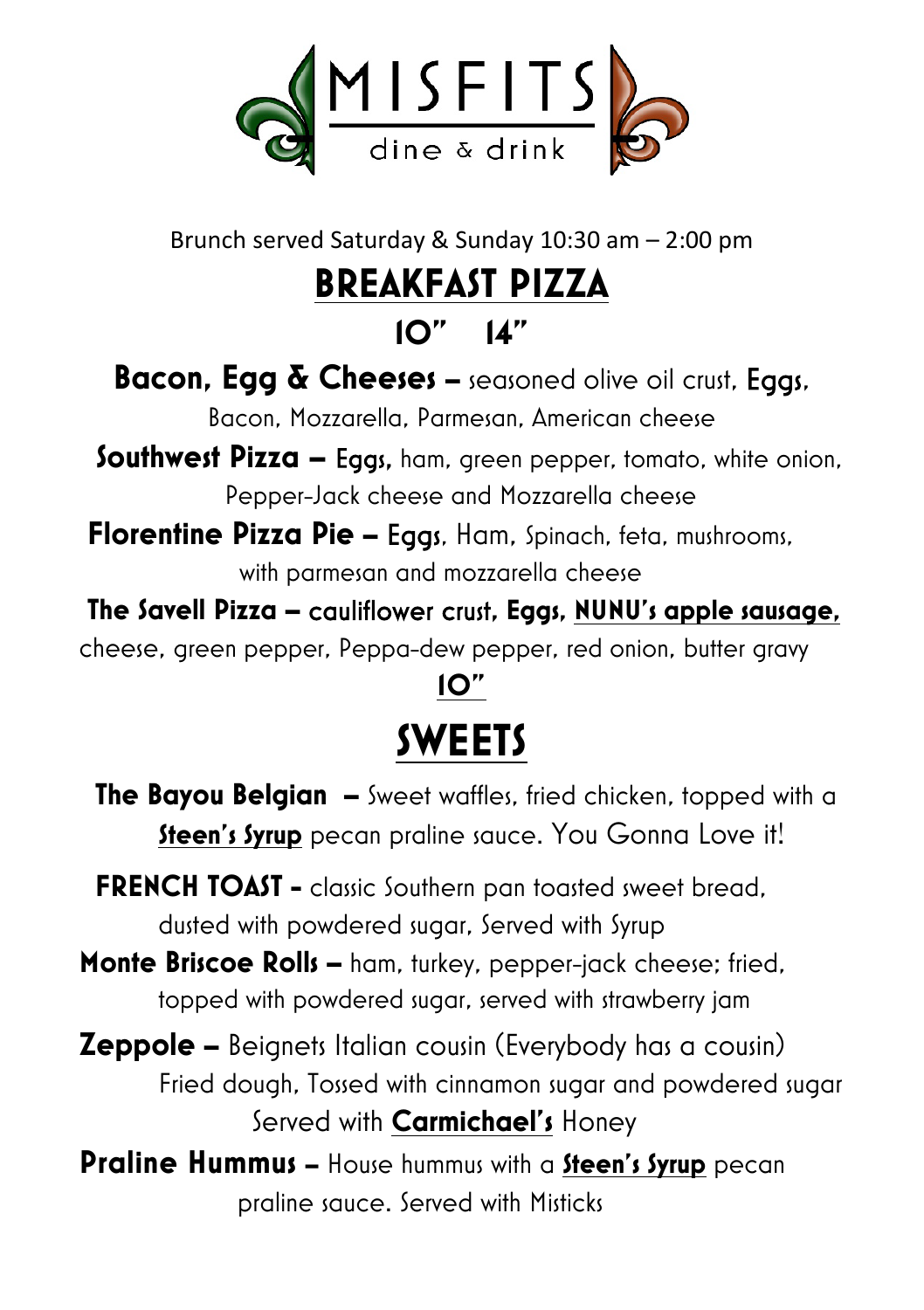# MISFITS

dine & drink

Brunch served Saturday & Sunday 10:30 am – 2:00 pm

## BREAKFAST PIZZA

**10" 14"**

**Bacon, Egg & Cheeses** – seasoned olive oil crust, **Eggs**, Bacon, Mozzarella, Parmesan, American cheese

**Southwest Pizza** – **Eggs**, ham, green pepper, tomato, white onion, Pepper-Jack cheese and Mozzarella cheese

**Florentine Pizza Pie** – **Eggs**, Ham, Spinach, feta, mushrooms, with parmesan and mozzarella cheese

**The Savell Pizza** – cauliflower crust, **Eggs**, **NUNU's apple sausage**, cheese, green pepper, Peppa-dew pepper, red onion, butter gravy

**10"**

## SWEETS

**The Bayou Belgian** – Sweet waffles, fried chicken, topped with a **Steen's Syrup** pecan praline sauce. You Gonna Love it!

**FRENCH TOAST** - classic Southern pan toasted sweet bread, dusted with powdered sugar, Served with Syrup

**Monte Briscoe Rolls** – ham, turkey, pepper-jack cheese; fried, topped with powdered sugar, served with strawberry jam

**Zeppole** – Beignets Italian cousin (Everybody has a cousin) Fried dough, Tossed with cinnamon sugar and powdered sugar Served with **Carmichael's** Honey

**Praline Hummus** – House hummus with a **Steen's Syrup** pecan praline sauce. Served with Misticks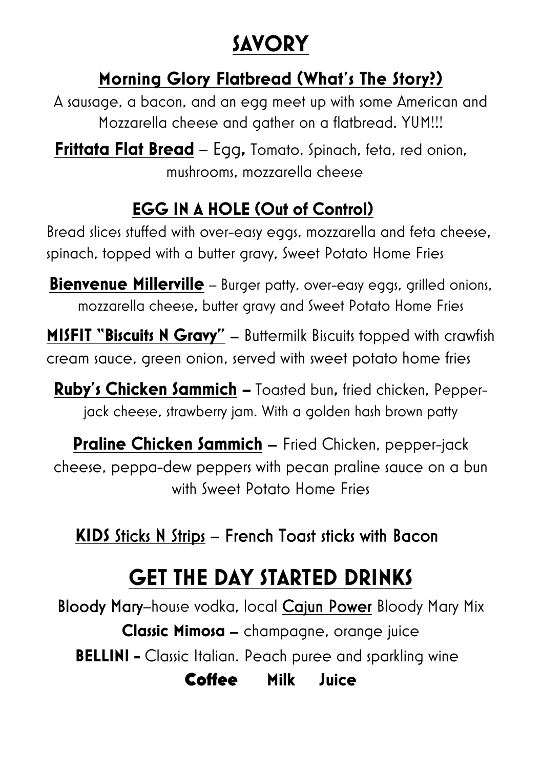# SAVORY

**Morning Glory Flatbread (What's The Story?)**

A sausage, a bacon, and an egg meet up with some American and Mozzarella cheese and gather on a flatbread. YUM!!!

**Frittata Flat Bread** – Egg, Tomato, Spinach, feta, red onion, mushrooms, mozzarella cheese

**EGG IN A HOLE (Out of Control)**

Bread slices stuffed with over-easy eggs, mozzarella and feta cheese, spinach, topped with a butter gravy, Sweet Potato Home Fries

**Bienvenue Millerville** – Burger patty, over-easy eggs, grilled onions, mozzarella cheese, butter gravy and Sweet Potato Home Fries

**MISFIT "Biscuits N Gravy"** – Buttermilk Biscuits topped with crawfish cream sauce, green onion, served with sweet potato home fries

**Ruby's Chicken Sammich** – Toasted bun, fried chicken, Pepper-jack cheese, strawberry jam. With a golden hash brown patty

**Praline Chicken Sammich** – Fried Chicken, pepper-jack cheese, peppa-dew peppers with pecan praline sauce on a bun with Sweet Potato Home Fries

**KIDS** Sticks N Strips – French Toast sticks with Bacon

# GET THE DAY STARTED DRINKS

**Bloody Mary**–house vodka, local Cajun Power Bloody Mary Mix

**Classic Mimosa** – champagne, orange juice

**BELLINI -** Classic Italian. Peach puree and sparkling wine

**Coffee Milk Juice**